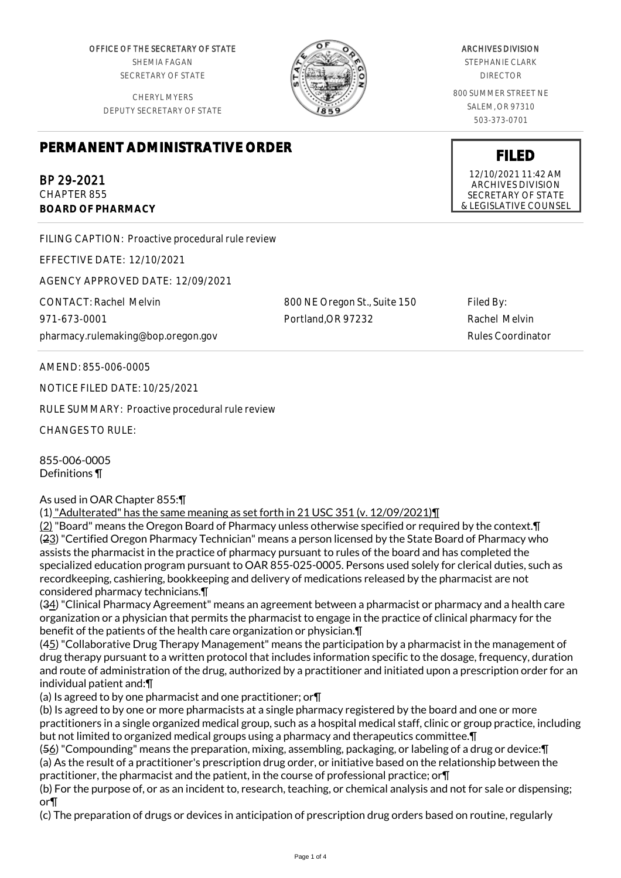OFFICE OF THE SECRETARY OF STATE
SHEMIA FAGAN
SECRETARY OF STATE

CHERYL MYERS
DEPUTY SECRETARY OF STATE

ARCHIVES DIVISION
STEPHANIE CLARK
DIRECTOR

800 SUMMER STREET NE
SALEM, OR 97310
503-373-0701

# PERMANENT ADMINISTRATIVE ORDER

**FILED**
12/10/2021 11:42 AM
ARCHIVES DIVISION
SECRETARY OF STATE
& LEGISLATIVE COUNSEL

BP 29-2021
CHAPTER 855
**BOARD OF PHARMACY**

FILING CAPTION: Proactive procedural rule review

EFFECTIVE DATE: 12/10/2021

AGENCY APPROVED DATE: 12/09/2021

CONTACT: Rachel Melvin
971-673-0001
pharmacy.rulemaking@bop.oregon.gov

800 NE Oregon St., Suite 150
Portland,OR 97232

Filed By:
Rachel Melvin
Rules Coordinator

AMEND: 855-006-0005

NOTICE FILED DATE: 10/25/2021

RULE SUMMARY: Proactive procedural rule review

CHANGES TO RULE:

855-006-0005
Definitions ¶

As used in OAR Chapter 855:¶
(1) "Adulterated" has the same meaning as set forth in 21 USC 351 (v. 12/09/2021)¶
(2) "Board" means the Oregon Board of Pharmacy unless otherwise specified or required by the context.¶
(23) "Certified Oregon Pharmacy Technician" means a person licensed by the State Board of Pharmacy who assists the pharmacist in the practice of pharmacy pursuant to rules of the board and has completed the specialized education program pursuant to OAR 855-025-0005. Persons used solely for clerical duties, such as recordkeeping, cashiering, bookkeeping and delivery of medications released by the pharmacist are not considered pharmacy technicians.¶
(34) "Clinical Pharmacy Agreement" means an agreement between a pharmacist or pharmacy and a health care organization or a physician that permits the pharmacist to engage in the practice of clinical pharmacy for the benefit of the patients of the health care organization or physician.¶
(45) "Collaborative Drug Therapy Management" means the participation by a pharmacist in the management of drug therapy pursuant to a written protocol that includes information specific to the dosage, frequency, duration and route of administration of the drug, authorized by a practitioner and initiated upon a prescription order for an individual patient and:¶
(a) Is agreed to by one pharmacist and one practitioner; or¶
(b) Is agreed to by one or more pharmacists at a single pharmacy registered by the board and one or more practitioners in a single organized medical group, such as a hospital medical staff, clinic or group practice, including but not limited to organized medical groups using a pharmacy and therapeutics committee.¶
(56) "Compounding" means the preparation, mixing, assembling, packaging, or labeling of a drug or device:¶
(a) As the result of a practitioner's prescription drug order, or initiative based on the relationship between the practitioner, the pharmacist and the patient, in the course of professional practice; or¶
(b) For the purpose of, or as an incident to, research, teaching, or chemical analysis and not for sale or dispensing; or¶
(c) The preparation of drugs or devices in anticipation of prescription drug orders based on routine, regularly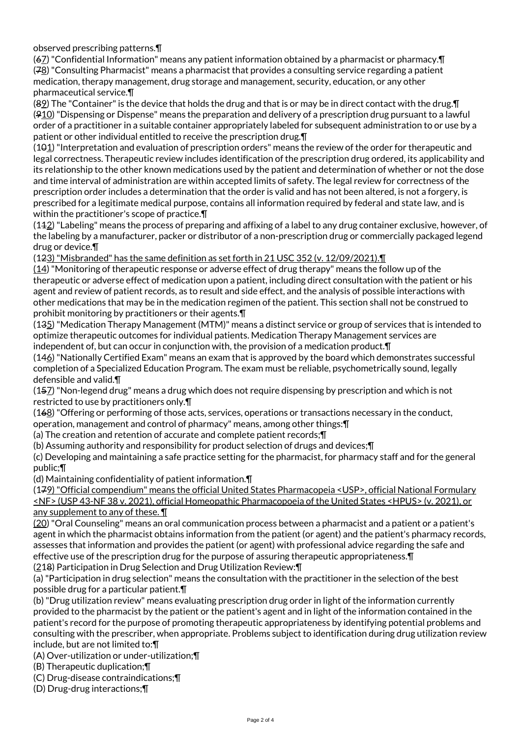observed prescribing patterns.¶

(~~6~~7) "Confidential Information" means any patient information obtained by a pharmacist or pharmacy.¶

(~~7~~8) "Consulting Pharmacist" means a pharmacist that provides a consulting service regarding a patient medication, therapy management, drug storage and management, security, education, or any other pharmaceutical service.¶

(~~8~~9) The "Container" is the device that holds the drug and that is or may be in direct contact with the drug.¶

(~~9~~10) "Dispensing or Dispense" means the preparation and delivery of a prescription drug pursuant to a lawful order of a practitioner in a suitable container appropriately labeled for subsequent administration to or use by a patient or other individual entitled to receive the prescription drug.¶

(1~~0~~1) "Interpretation and evaluation of prescription orders" means the review of the order for therapeutic and legal correctness. Therapeutic review includes identification of the prescription drug ordered, its applicability and its relationship to the other known medications used by the patient and determination of whether or not the dose and time interval of administration are within accepted limits of safety. The legal review for correctness of the prescription order includes a determination that the order is valid and has not been altered, is not a forgery, is prescribed for a legitimate medical purpose, contains all information required by federal and state law, and is within the practitioner's scope of practice.¶

(1~~1~~2) "Labeling" means the process of preparing and affixing of a label to any drug container exclusive, however, of the labeling by a manufacturer, packer or distributor of a non-prescription drug or commercially packaged legend drug or device.¶

(1~~2~~3) "Misbranded" has the same definition as set forth in 21 USC 352 (v. 12/09/2021).¶

(14) "Monitoring of therapeutic response or adverse effect of drug therapy" means the follow up of the therapeutic or adverse effect of medication upon a patient, including direct consultation with the patient or his agent and review of patient records, as to result and side effect, and the analysis of possible interactions with other medications that may be in the medication regimen of the patient. This section shall not be construed to prohibit monitoring by practitioners or their agents.¶

(1~~3~~5) "Medication Therapy Management (MTM)" means a distinct service or group of services that is intended to optimize therapeutic outcomes for individual patients. Medication Therapy Management services are independent of, but can occur in conjunction with, the provision of a medication product.¶

(1~~4~~6) "Nationally Certified Exam" means an exam that is approved by the board which demonstrates successful completion of a Specialized Education Program. The exam must be reliable, psychometrically sound, legally defensible and valid.¶

(1~~5~~7) "Non-legend drug" means a drug which does not require dispensing by prescription and which is not restricted to use by practitioners only.¶

(1~~6~~8) "Offering or performing of those acts, services, operations or transactions necessary in the conduct, operation, management and control of pharmacy" means, among other things:¶

(a) The creation and retention of accurate and complete patient records;¶

(b) Assuming authority and responsibility for product selection of drugs and devices;¶

(c) Developing and maintaining a safe practice setting for the pharmacist, for pharmacy staff and for the general public;¶

(d) Maintaining confidentiality of patient information.¶

(1~~7~~9) "Official compendium" means the official United States Pharmacopeia <USP>, official National Formulary <NF> (USP 43-NF 38 v. 2021), official Homeopathic Pharmacopoeia of the United States <HPUS> (v. 2021), or any supplement to any of these. ¶

(20) "Oral Counseling" means an oral communication process between a pharmacist and a patient or a patient's agent in which the pharmacist obtains information from the patient (or agent) and the patient's pharmacy records, assesses that information and provides the patient (or agent) with professional advice regarding the safe and effective use of the prescription drug for the purpose of assuring therapeutic appropriateness.¶

(2~~1~~8) Participation in Drug Selection and Drug Utilization Review:¶

(a) "Participation in drug selection" means the consultation with the practitioner in the selection of the best possible drug for a particular patient.¶

(b) "Drug utilization review" means evaluating prescription drug order in light of the information currently provided to the pharmacist by the patient or the patient's agent and in light of the information contained in the patient's record for the purpose of promoting therapeutic appropriateness by identifying potential problems and consulting with the prescriber, when appropriate. Problems subject to identification during drug utilization review include, but are not limited to:¶

(A) Over-utilization or under-utilization;¶

(B) Therapeutic duplication;¶

(C) Drug-disease contraindications;¶

(D) Drug-drug interactions;¶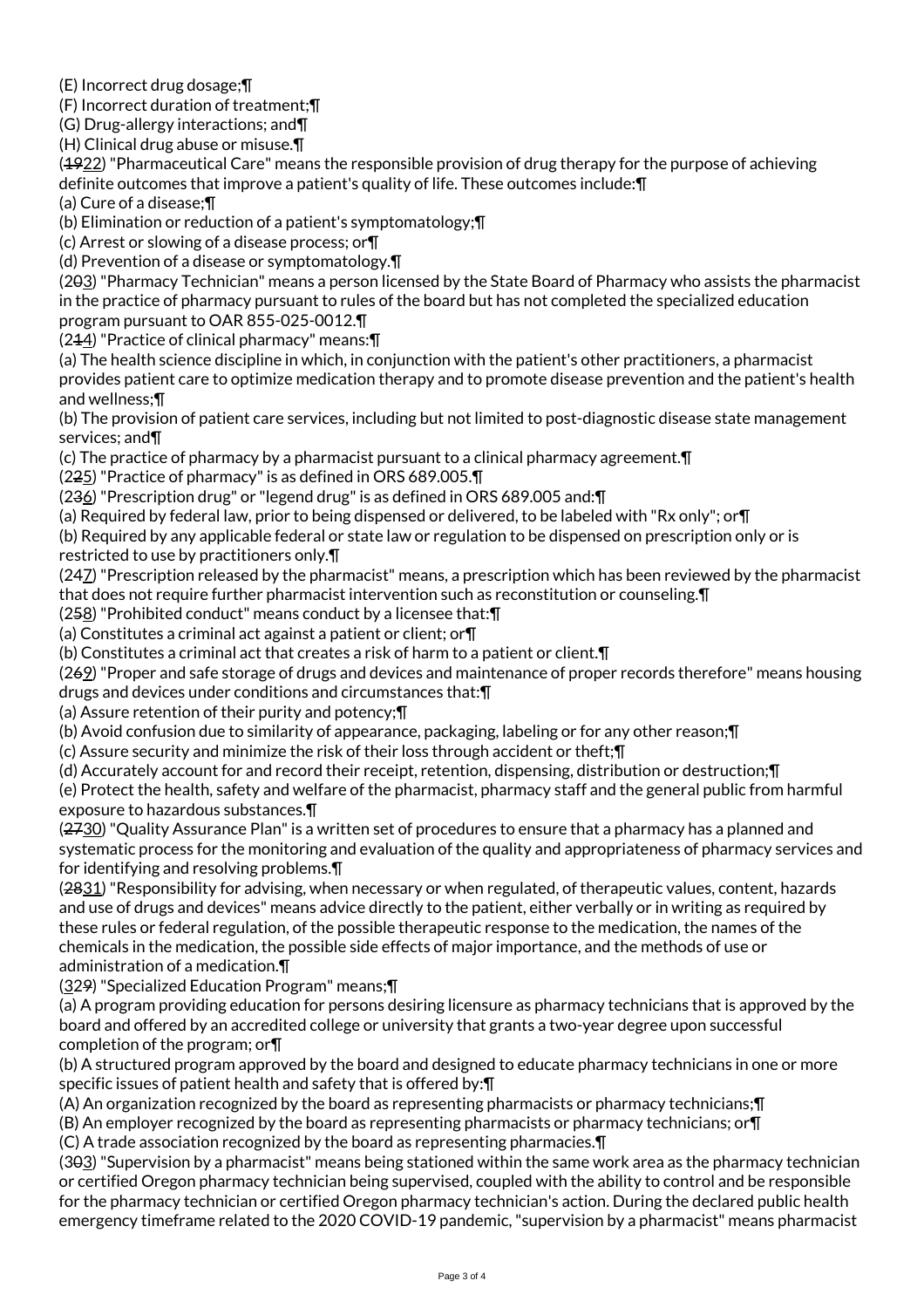(E) Incorrect drug dosage;¶

(F) Incorrect duration of treatment;¶

(G) Drug-allergy interactions; and¶

(H) Clinical drug abuse or misuse.¶

(~~19~~22) "Pharmaceutical Care" means the responsible provision of drug therapy for the purpose of achieving definite outcomes that improve a patient's quality of life. These outcomes include:¶

(a) Cure of a disease;¶

(b) Elimination or reduction of a patient's symptomatology;¶

(c) Arrest or slowing of a disease process; or¶

(d) Prevention of a disease or symptomatology.¶

(2~~0~~3) "Pharmacy Technician" means a person licensed by the State Board of Pharmacy who assists the pharmacist in the practice of pharmacy pursuant to rules of the board but has not completed the specialized education program pursuant to OAR 855-025-0012.¶

(2~~1~~4) "Practice of clinical pharmacy" means:¶

(a) The health science discipline in which, in conjunction with the patient's other practitioners, a pharmacist provides patient care to optimize medication therapy and to promote disease prevention and the patient's health and wellness;¶

(b) The provision of patient care services, including but not limited to post-diagnostic disease state management services; and¶

(c) The practice of pharmacy by a pharmacist pursuant to a clinical pharmacy agreement.¶

(2~~2~~5) "Practice of pharmacy" is as defined in ORS 689.005.¶

(2~~3~~6) "Prescription drug" or "legend drug" is as defined in ORS 689.005 and:¶

(a) Required by federal law, prior to being dispensed or delivered, to be labeled with "Rx only"; or¶

(b) Required by any applicable federal or state law or regulation to be dispensed on prescription only or is restricted to use by practitioners only.¶

(2~~4~~7) "Prescription released by the pharmacist" means, a prescription which has been reviewed by the pharmacist that does not require further pharmacist intervention such as reconstitution or counseling.¶

(2~~5~~8) "Prohibited conduct" means conduct by a licensee that:¶

(a) Constitutes a criminal act against a patient or client; or¶

(b) Constitutes a criminal act that creates a risk of harm to a patient or client.¶

(2~~6~~9) "Proper and safe storage of drugs and devices and maintenance of proper records therefore" means housing drugs and devices under conditions and circumstances that:¶

(a) Assure retention of their purity and potency;¶

(b) Avoid confusion due to similarity of appearance, packaging, labeling or for any other reason;¶

(c) Assure security and minimize the risk of their loss through accident or theft;¶

(d) Accurately account for and record their receipt, retention, dispensing, distribution or destruction;¶

(e) Protect the health, safety and welfare of the pharmacist, pharmacy staff and the general public from harmful exposure to hazardous substances.¶

(~~27~~30) "Quality Assurance Plan" is a written set of procedures to ensure that a pharmacy has a planned and systematic process for the monitoring and evaluation of the quality and appropriateness of pharmacy services and for identifying and resolving problems.¶

(~~28~~31) "Responsibility for advising, when necessary or when regulated, of therapeutic values, content, hazards and use of drugs and devices" means advice directly to the patient, either verbally or in writing as required by these rules or federal regulation, of the possible therapeutic response to the medication, the names of the chemicals in the medication, the possible side effects of major importance, and the methods of use or administration of a medication.¶

(32~~9~~) "Specialized Education Program" means;¶

(a) A program providing education for persons desiring licensure as pharmacy technicians that is approved by the board and offered by an accredited college or university that grants a two-year degree upon successful completion of the program; or¶

(b) A structured program approved by the board and designed to educate pharmacy technicians in one or more specific issues of patient health and safety that is offered by:¶

(A) An organization recognized by the board as representing pharmacists or pharmacy technicians;¶

(B) An employer recognized by the board as representing pharmacists or pharmacy technicians; or¶

(C) A trade association recognized by the board as representing pharmacies.¶

(3~~0~~3) "Supervision by a pharmacist" means being stationed within the same work area as the pharmacy technician or certified Oregon pharmacy technician being supervised, coupled with the ability to control and be responsible for the pharmacy technician or certified Oregon pharmacy technician's action. During the declared public health emergency timeframe related to the 2020 COVID-19 pandemic, "supervision by a pharmacist" means pharmacist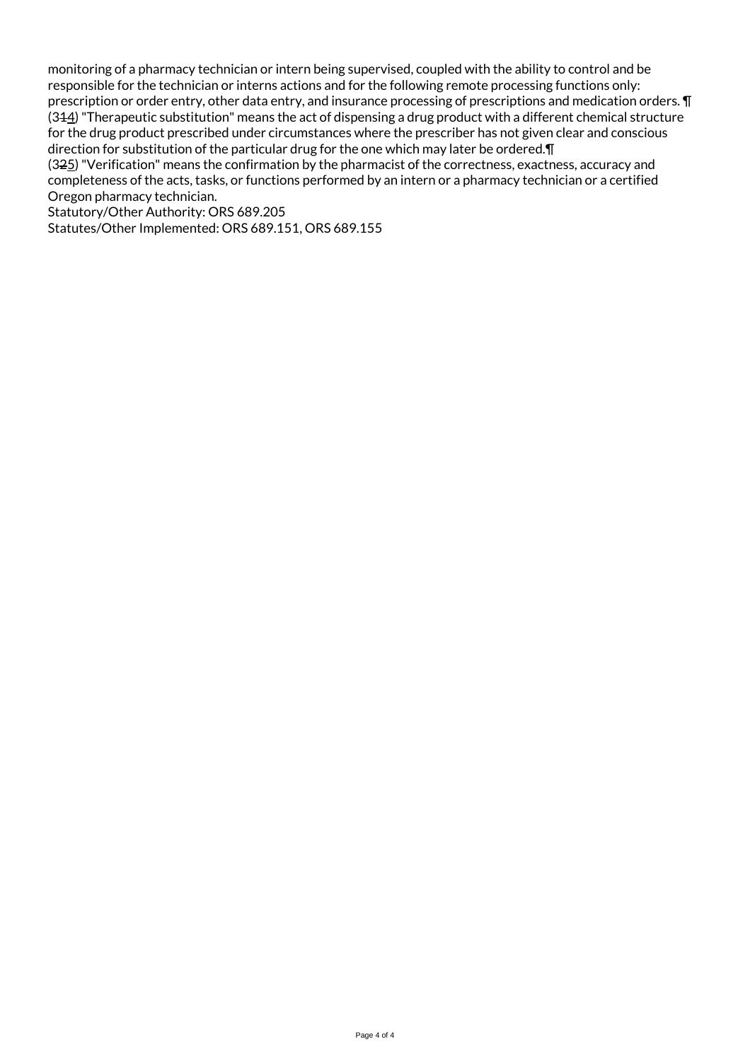monitoring of a pharmacy technician or intern being supervised, coupled with the ability to control and be responsible for the technician or interns actions and for the following remote processing functions only: prescription or order entry, other data entry, and insurance processing of prescriptions and medication orders. ¶
(3~~1~~4) "Therapeutic substitution" means the act of dispensing a drug product with a different chemical structure for the drug product prescribed under circumstances where the prescriber has not given clear and conscious direction for substitution of the particular drug for the one which may later be ordered.¶
(3~~2~~5) "Verification" means the confirmation by the pharmacist of the correctness, exactness, accuracy and completeness of the acts, tasks, or functions performed by an intern or a pharmacy technician or a certified Oregon pharmacy technician.
Statutory/Other Authority: ORS 689.205
Statutes/Other Implemented: ORS 689.151, ORS 689.155